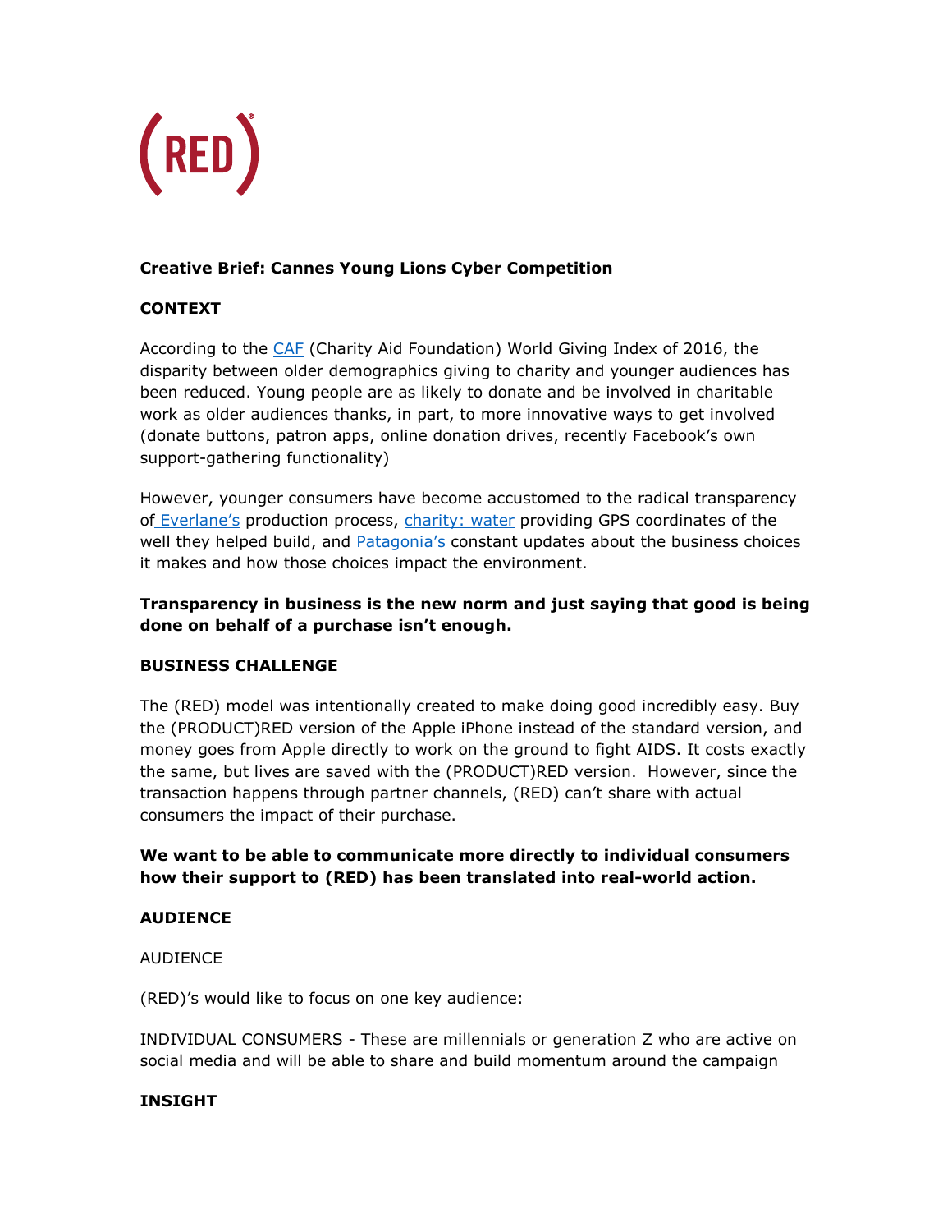(RED)®

**Creative Brief: Cannes Young Lions Cyber Competition**

**CONTEXT**

According to the CAF (Charity Aid Foundation) World Giving Index of 2016, the disparity between older demographics giving to charity and younger audiences has been reduced. Young people are as likely to donate and be involved in charitable work as older audiences thanks, in part, to more innovative ways to get involved (donate buttons, patron apps, online donation drives, recently Facebook's own support-gathering functionality)

However, younger consumers have become accustomed to the radical transparency of Everlane's production process, charity: water providing GPS coordinates of the well they helped build, and Patagonia's constant updates about the business choices it makes and how those choices impact the environment.

**Transparency in business is the new norm and just saying that good is being done on behalf of a purchase isn't enough.**

**BUSINESS CHALLENGE**

The (RED) model was intentionally created to make doing good incredibly easy. Buy the (PRODUCT)RED version of the Apple iPhone instead of the standard version, and money goes from Apple directly to work on the ground to fight AIDS. It costs exactly the same, but lives are saved with the (PRODUCT)RED version. However, since the transaction happens through partner channels, (RED) can't share with actual consumers the impact of their purchase.

**We want to be able to communicate more directly to individual consumers how their support to (RED) has been translated into real-world action.**

**AUDIENCE**

AUDIENCE

(RED)'s would like to focus on one key audience:

INDIVIDUAL CONSUMERS - These are millennials or generation Z who are active on social media and will be able to share and build momentum around the campaign

**INSIGHT**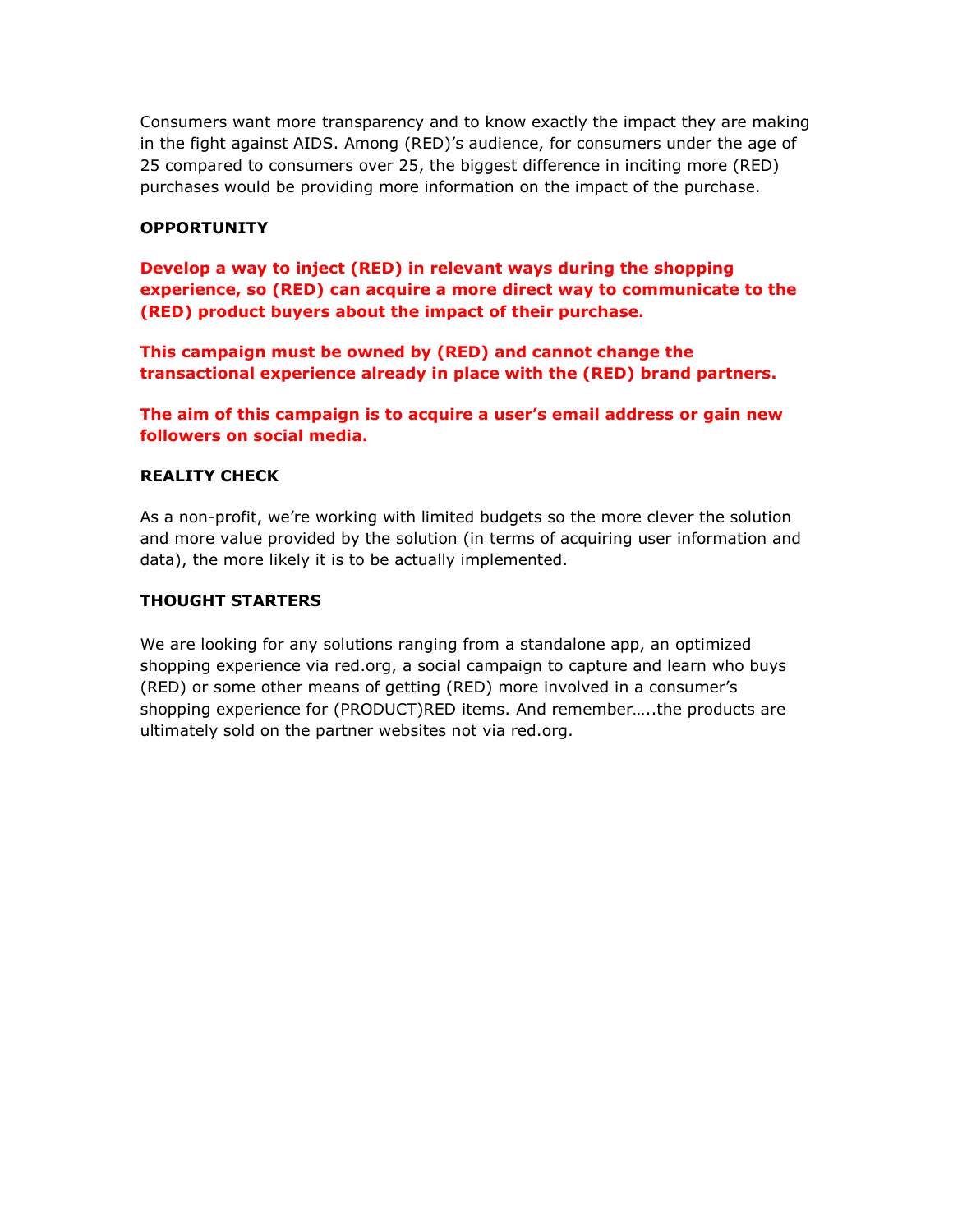Consumers want more transparency and to know exactly the impact they are making in the fight against AIDS. Among (RED)'s audience, for consumers under the age of 25 compared to consumers over 25, the biggest difference in inciting more (RED) purchases would be providing more information on the impact of the purchase.

## OPPORTUNITY

**Develop a way to inject (RED) in relevant ways during the shopping experience, so (RED) can acquire a more direct way to communicate to the (RED) product buyers about the impact of their purchase.**

**This campaign must be owned by (RED) and cannot change the transactional experience already in place with the (RED) brand partners.**

**The aim of this campaign is to acquire a user's email address or gain new followers on social media.**

## REALITY CHECK

As a non-profit, we're working with limited budgets so the more clever the solution and more value provided by the solution (in terms of acquiring user information and data), the more likely it is to be actually implemented.

## THOUGHT STARTERS

We are looking for any solutions ranging from a standalone app, an optimized shopping experience via red.org, a social campaign to capture and learn who buys (RED) or some other means of getting (RED) more involved in a consumer's shopping experience for (PRODUCT)RED items. And remember…..the products are ultimately sold on the partner websites not via red.org.